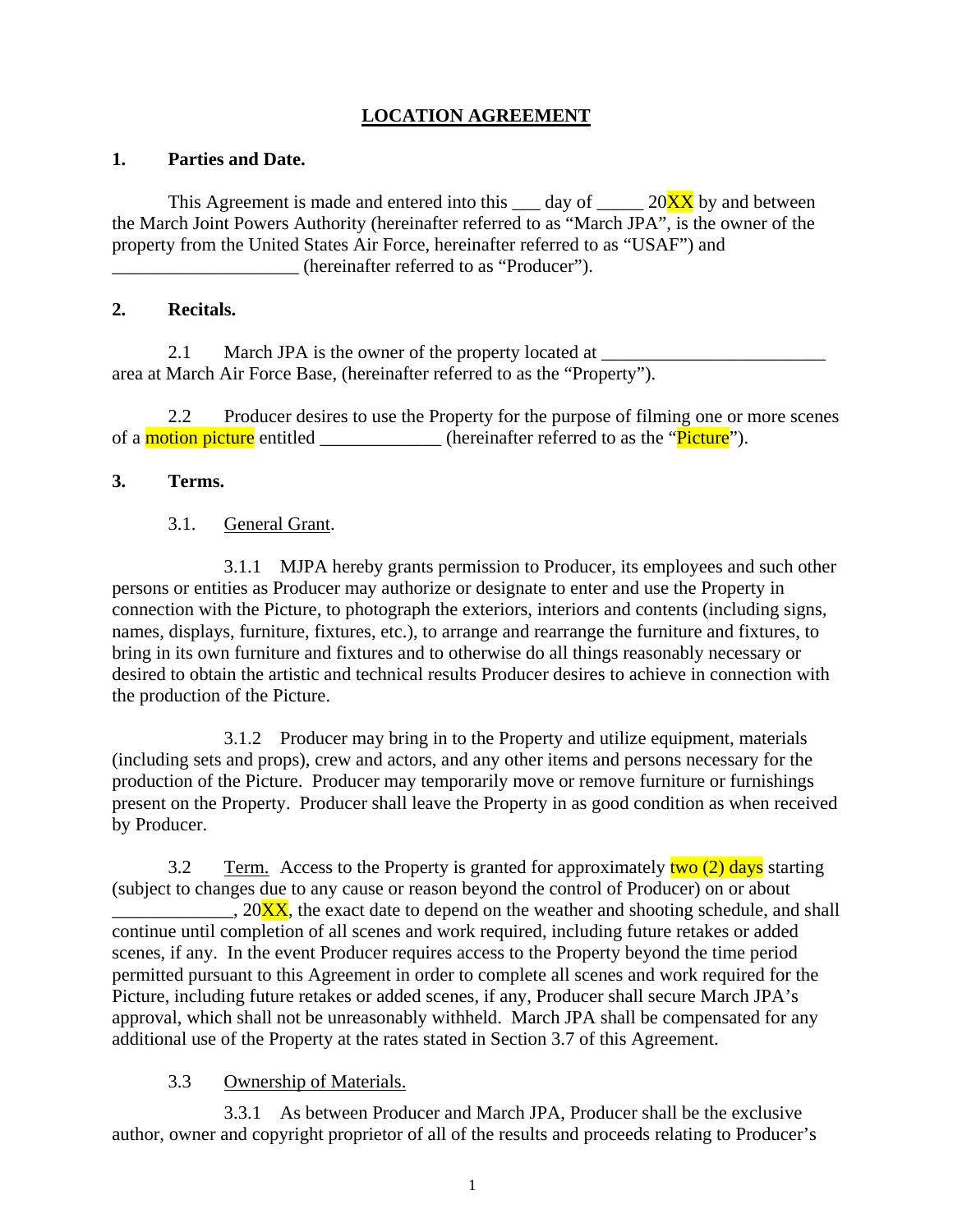# LOCATION AGREEMENT

**1. Parties and Date.**

This Agreement is made and entered into this ___ day of _____ 20XX by and between the March Joint Powers Authority (hereinafter referred to as "March JPA", is the owner of the property from the United States Air Force, hereinafter referred to as "USAF") and ____________________ (hereinafter referred to as "Producer").

**2. Recitals.**

2.1 March JPA is the owner of the property located at ________________________ area at March Air Force Base, (hereinafter referred to as the "Property").

2.2 Producer desires to use the Property for the purpose of filming one or more scenes of a motion picture entitled _____________ (hereinafter referred to as the "Picture").

**3. Terms.**

3.1. General Grant.

3.1.1 MJPA hereby grants permission to Producer, its employees and such other persons or entities as Producer may authorize or designate to enter and use the Property in connection with the Picture, to photograph the exteriors, interiors and contents (including signs, names, displays, furniture, fixtures, etc.), to arrange and rearrange the furniture and fixtures, to bring in its own furniture and fixtures and to otherwise do all things reasonably necessary or desired to obtain the artistic and technical results Producer desires to achieve in connection with the production of the Picture.

3.1.2 Producer may bring in to the Property and utilize equipment, materials (including sets and props), crew and actors, and any other items and persons necessary for the production of the Picture. Producer may temporarily move or remove furniture or furnishings present on the Property. Producer shall leave the Property in as good condition as when received by Producer.

3.2 Term. Access to the Property is granted for approximately two (2) days starting (subject to changes due to any cause or reason beyond the control of Producer) on or about _____________, 20XX, the exact date to depend on the weather and shooting schedule, and shall continue until completion of all scenes and work required, including future retakes or added scenes, if any. In the event Producer requires access to the Property beyond the time period permitted pursuant to this Agreement in order to complete all scenes and work required for the Picture, including future retakes or added scenes, if any, Producer shall secure March JPA's approval, which shall not be unreasonably withheld. March JPA shall be compensated for any additional use of the Property at the rates stated in Section 3.7 of this Agreement.

3.3 Ownership of Materials.

3.3.1 As between Producer and March JPA, Producer shall be the exclusive author, owner and copyright proprietor of all of the results and proceeds relating to Producer's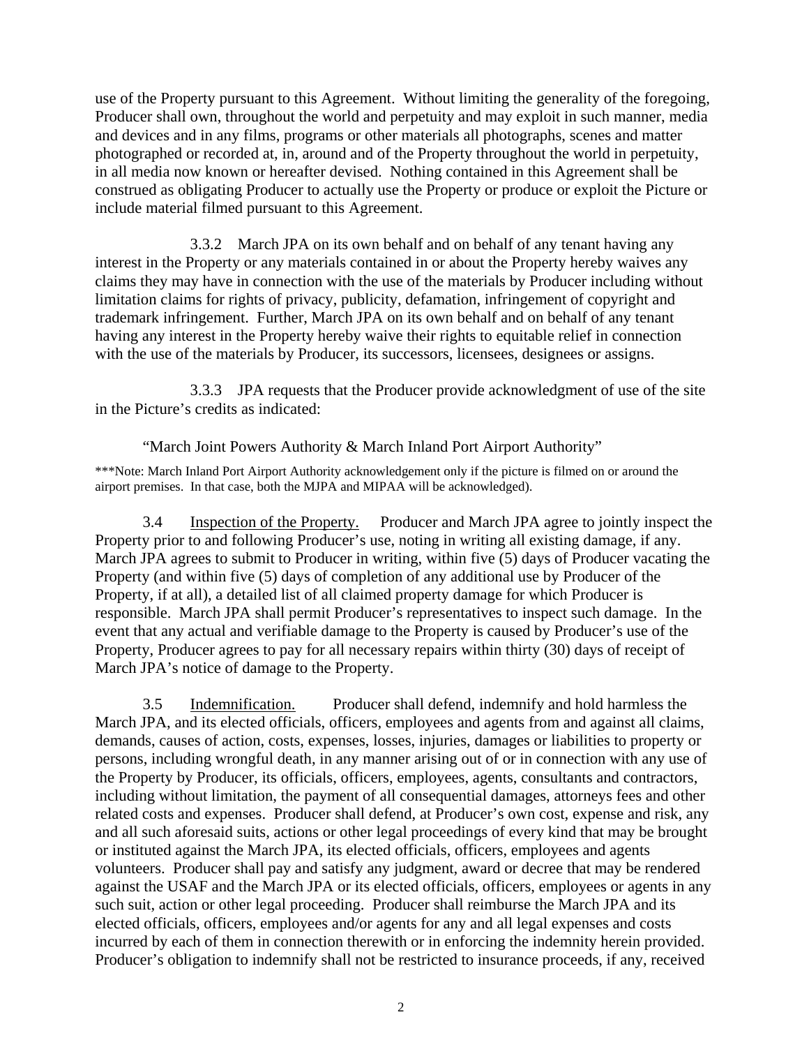use of the Property pursuant to this Agreement. Without limiting the generality of the foregoing, Producer shall own, throughout the world and perpetuity and may exploit in such manner, media and devices and in any films, programs or other materials all photographs, scenes and matter photographed or recorded at, in, around and of the Property throughout the world in perpetuity, in all media now known or hereafter devised. Nothing contained in this Agreement shall be construed as obligating Producer to actually use the Property or produce or exploit the Picture or include material filmed pursuant to this Agreement.

3.3.2 March JPA on its own behalf and on behalf of any tenant having any interest in the Property or any materials contained in or about the Property hereby waives any claims they may have in connection with the use of the materials by Producer including without limitation claims for rights of privacy, publicity, defamation, infringement of copyright and trademark infringement. Further, March JPA on its own behalf and on behalf of any tenant having any interest in the Property hereby waive their rights to equitable relief in connection with the use of the materials by Producer, its successors, licensees, designees or assigns.

3.3.3 JPA requests that the Producer provide acknowledgment of use of the site in the Picture's credits as indicated:

"March Joint Powers Authority & March Inland Port Airport Authority"

***Note: March Inland Port Airport Authority acknowledgement only if the picture is filmed on or around the airport premises. In that case, both the MJPA and MIPAA will be acknowledged).

3.4 Inspection of the Property. Producer and March JPA agree to jointly inspect the Property prior to and following Producer's use, noting in writing all existing damage, if any. March JPA agrees to submit to Producer in writing, within five (5) days of Producer vacating the Property (and within five (5) days of completion of any additional use by Producer of the Property, if at all), a detailed list of all claimed property damage for which Producer is responsible. March JPA shall permit Producer's representatives to inspect such damage. In the event that any actual and verifiable damage to the Property is caused by Producer's use of the Property, Producer agrees to pay for all necessary repairs within thirty (30) days of receipt of March JPA's notice of damage to the Property.

3.5 Indemnification. Producer shall defend, indemnify and hold harmless the March JPA, and its elected officials, officers, employees and agents from and against all claims, demands, causes of action, costs, expenses, losses, injuries, damages or liabilities to property or persons, including wrongful death, in any manner arising out of or in connection with any use of the Property by Producer, its officials, officers, employees, agents, consultants and contractors, including without limitation, the payment of all consequential damages, attorneys fees and other related costs and expenses. Producer shall defend, at Producer's own cost, expense and risk, any and all such aforesaid suits, actions or other legal proceedings of every kind that may be brought or instituted against the March JPA, its elected officials, officers, employees and agents volunteers. Producer shall pay and satisfy any judgment, award or decree that may be rendered against the USAF and the March JPA or its elected officials, officers, employees or agents in any such suit, action or other legal proceeding. Producer shall reimburse the March JPA and its elected officials, officers, employees and/or agents for any and all legal expenses and costs incurred by each of them in connection therewith or in enforcing the indemnity herein provided. Producer's obligation to indemnify shall not be restricted to insurance proceeds, if any, received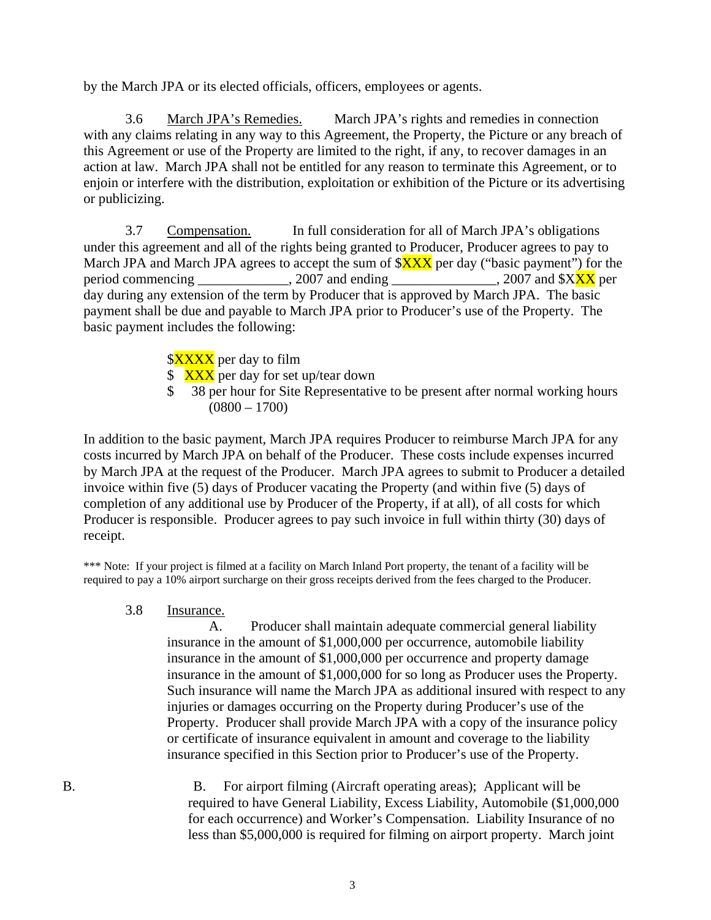by the March JPA or its elected officials, officers, employees or agents.

3.6 <u>March JPA's Remedies.</u> March JPA's rights and remedies in connection with any claims relating in any way to this Agreement, the Property, the Picture or any breach of this Agreement or use of the Property are limited to the right, if any, to recover damages in an action at law. March JPA shall not be entitled for any reason to terminate this Agreement, or to enjoin or interfere with the distribution, exploitation or exhibition of the Picture or its advertising or publicizing.

3.7 <u>Compensation.</u> In full consideration for all of March JPA's obligations under this agreement and all of the rights being granted to Producer, Producer agrees to pay to March JPA and March JPA agrees to accept the sum of $XXX per day ("basic payment") for the period commencing _____________, 2007 and ending _______________, 2007 and $XXX per day during any extension of the term by Producer that is approved by March JPA. The basic payment shall be due and payable to March JPA prior to Producer's use of the Property. The basic payment includes the following:

- $XXXX per day to film
- $ XXX per day for set up/tear down
- $ 38 per hour for Site Representative to be present after normal working hours (0800 – 1700)

In addition to the basic payment, March JPA requires Producer to reimburse March JPA for any costs incurred by March JPA on behalf of the Producer. These costs include expenses incurred by March JPA at the request of the Producer. March JPA agrees to submit to Producer a detailed invoice within five (5) days of Producer vacating the Property (and within five (5) days of completion of any additional use by Producer of the Property, if at all), of all costs for which Producer is responsible. Producer agrees to pay such invoice in full within thirty (30) days of receipt.

*** Note: If your project is filmed at a facility on March Inland Port property, the tenant of a facility will be required to pay a 10% airport surcharge on their gross receipts derived from the fees charged to the Producer.

3.8 <u>Insurance.</u>

A. Producer shall maintain adequate commercial general liability insurance in the amount of $1,000,000 per occurrence, automobile liability insurance in the amount of $1,000,000 per occurrence and property damage insurance in the amount of $1,000,000 for so long as Producer uses the Property. Such insurance will name the March JPA as additional insured with respect to any injuries or damages occurring on the Property during Producer's use of the Property. Producer shall provide March JPA with a copy of the insurance policy or certificate of insurance equivalent in amount and coverage to the liability insurance specified in this Section prior to Producer's use of the Property.

B. B. For airport filming (Aircraft operating areas); Applicant will be required to have General Liability, Excess Liability, Automobile ($1,000,000 for each occurrence) and Worker's Compensation. Liability Insurance of no less than $5,000,000 is required for filming on airport property. March joint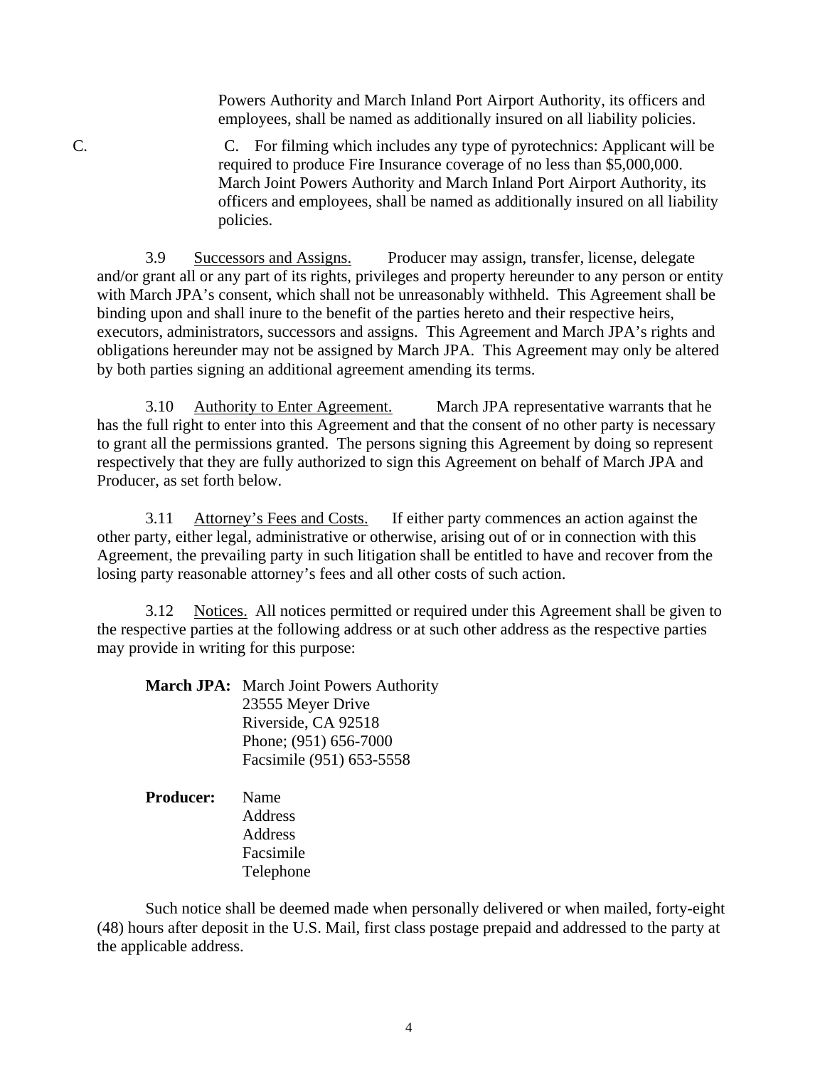Powers Authority and March Inland Port Airport Authority, its officers and employees, shall be named as additionally insured on all liability policies.

C. C. For filming which includes any type of pyrotechnics: Applicant will be required to produce Fire Insurance coverage of no less than $5,000,000. March Joint Powers Authority and March Inland Port Airport Authority, its officers and employees, shall be named as additionally insured on all liability policies.

3.9 Successors and Assigns. Producer may assign, transfer, license, delegate and/or grant all or any part of its rights, privileges and property hereunder to any person or entity with March JPA's consent, which shall not be unreasonably withheld. This Agreement shall be binding upon and shall inure to the benefit of the parties hereto and their respective heirs, executors, administrators, successors and assigns. This Agreement and March JPA's rights and obligations hereunder may not be assigned by March JPA. This Agreement may only be altered by both parties signing an additional agreement amending its terms.

3.10 Authority to Enter Agreement. March JPA representative warrants that he has the full right to enter into this Agreement and that the consent of no other party is necessary to grant all the permissions granted. The persons signing this Agreement by doing so represent respectively that they are fully authorized to sign this Agreement on behalf of March JPA and Producer, as set forth below.

3.11 Attorney's Fees and Costs. If either party commences an action against the other party, either legal, administrative or otherwise, arising out of or in connection with this Agreement, the prevailing party in such litigation shall be entitled to have and recover from the losing party reasonable attorney's fees and all other costs of such action.

3.12 Notices. All notices permitted or required under this Agreement shall be given to the respective parties at the following address or at such other address as the respective parties may provide in writing for this purpose:

**March JPA:** March Joint Powers Authority
23555 Meyer Drive
Riverside, CA 92518
Phone; (951) 656-7000
Facsimile (951) 653-5558

**Producer:** Name
Address
Address
Facsimile
Telephone

Such notice shall be deemed made when personally delivered or when mailed, forty-eight (48) hours after deposit in the U.S. Mail, first class postage prepaid and addressed to the party at the applicable address.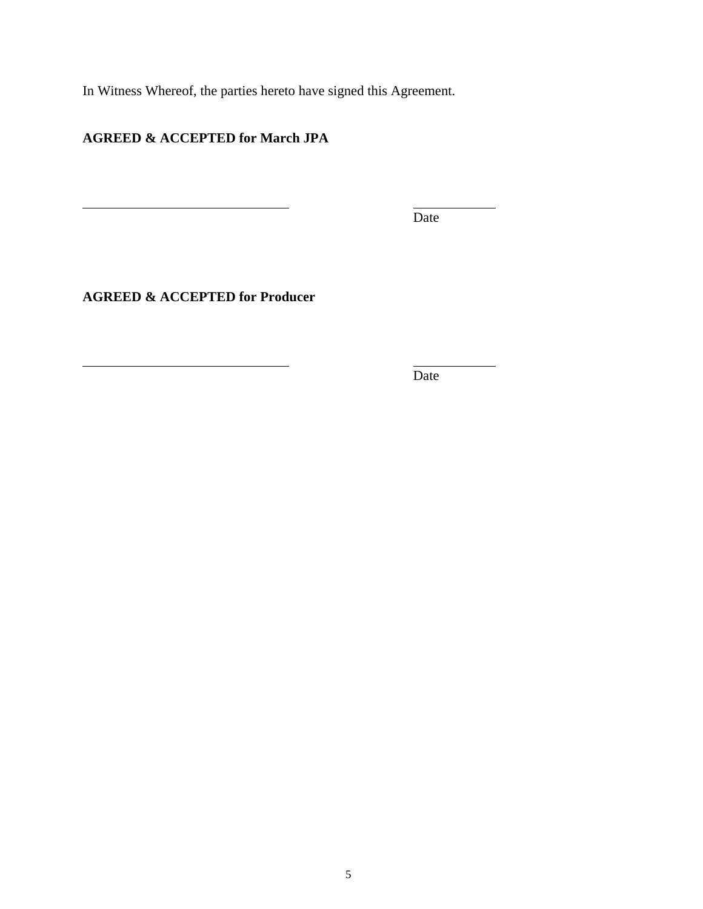In Witness Whereof, the parties hereto have signed this Agreement.

**AGREED & ACCEPTED for March JPA**

\_\_\_\_\_\_\_\_\_\_\_\_\_\_\_\_\_\_\_\_\_\_\_\_\_\_\_\_\_\_ \_\_\_\_\_\_\_\_\_\_\_\_
Date

**AGREED & ACCEPTED for Producer**

\_\_\_\_\_\_\_\_\_\_\_\_\_\_\_\_\_\_\_\_\_\_\_\_\_\_\_\_\_\_ \_\_\_\_\_\_\_\_\_\_\_\_
Date